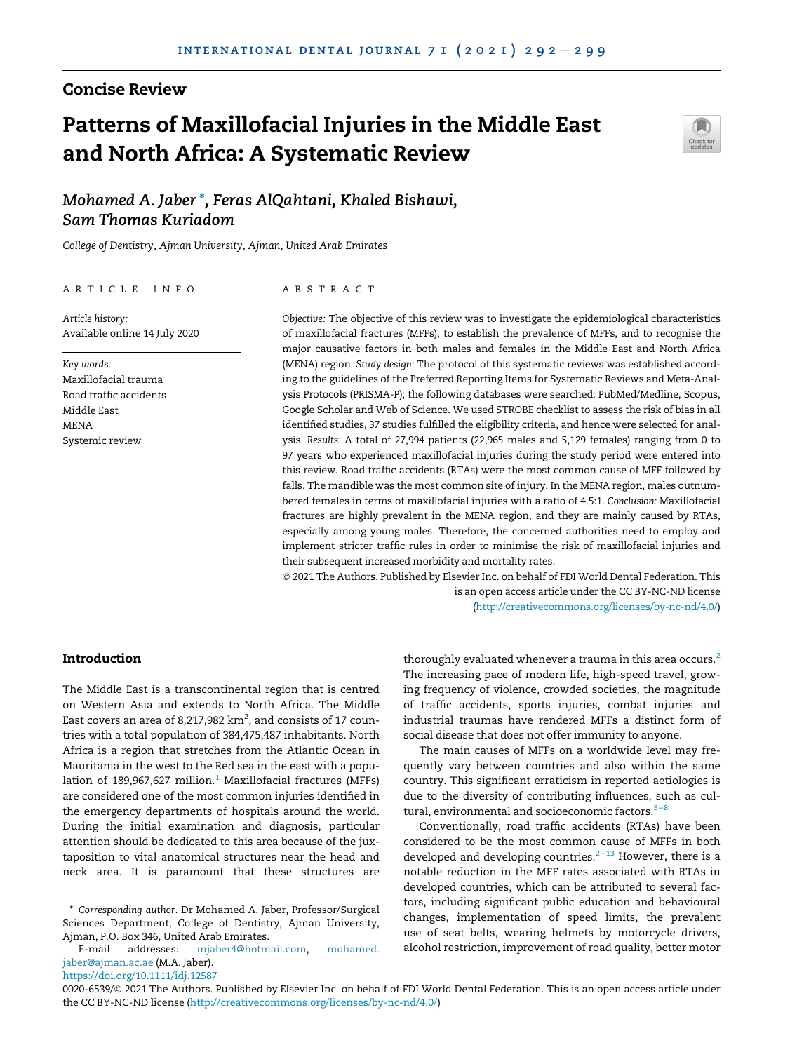Concise Review

# Patterns of Maxillofacial Injuries in the Middle East and North Africa: A Systematic Review

*Mohamed A. Jaber \*, Feras AlQahtani, Khaled Bishawi, Sam Thomas Kuriadom*

*College of Dentistry, Ajman University, Ajman, United Arab Emirates*

## ARTICLE INFO

*Article history:*
Available online 14 July 2020

*Key words:*
Maxillofacial trauma
Road traffic accidents
Middle East
MENA
Systemic review

## ABSTRACT

*Objective:* The objective of this review was to investigate the epidemiological characteristics of maxillofacial fractures (MFFs), to establish the prevalence of MFFs, and to recognise the major causative factors in both males and females in the Middle East and North Africa (MENA) region. *Study design:* The protocol of this systematic reviews was established according to the guidelines of the Preferred Reporting Items for Systematic Reviews and Meta-Analysis Protocols (PRISMA-P); the following databases were searched: PubMed/Medline, Scopus, Google Scholar and Web of Science. We used STROBE checklist to assess the risk of bias in all identified studies, 37 studies fulfilled the eligibility criteria, and hence were selected for analysis. *Results:* A total of 27,994 patients (22,965 males and 5,129 females) ranging from 0 to 97 years who experienced maxillofacial injuries during the study period were entered into this review. Road traffic accidents (RTAs) were the most common cause of MFF followed by falls. The mandible was the most common site of injury. In the MENA region, males outnumbered females in terms of maxillofacial injuries with a ratio of 4.5:1. *Conclusion:* Maxillofacial fractures are highly prevalent in the MENA region, and they are mainly caused by RTAs, especially among young males. Therefore, the concerned authorities need to employ and implement stricter traffic rules in order to minimise the risk of maxillofacial injuries and their subsequent increased morbidity and mortality rates.

© 2021 The Authors. Published by Elsevier Inc. on behalf of FDI World Dental Federation. This is an open access article under the CC BY-NC-ND license (http://creativecommons.org/licenses/by-nc-nd/4.0/)

## Introduction

The Middle East is a transcontinental region that is centred on Western Asia and extends to North Africa. The Middle East covers an area of 8,217,982 km$^2$, and consists of 17 countries with a total population of 384,475,487 inhabitants. North Africa is a region that stretches from the Atlantic Ocean in Mauritania in the west to the Red sea in the east with a population of 189,967,627 million.[1] Maxillofacial fractures (MFFs) are considered one of the most common injuries identified in the emergency departments of hospitals around the world. During the initial examination and diagnosis, particular attention should be dedicated to this area because of the juxtaposition to vital anatomical structures near the head and neck area. It is paramount that these structures are thoroughly evaluated whenever a trauma in this area occurs.[2] The increasing pace of modern life, high-speed travel, growing frequency of violence, crowded societies, the magnitude of traffic accidents, sports injuries, combat injuries and industrial traumas have rendered MFFs a distinct form of social disease that does not offer immunity to anyone.

The main causes of MFFs on a worldwide level may frequently vary between countries and also within the same country. This significant erraticism in reported aetiologies is due to the diversity of contributing influences, such as cultural, environmental and socioeconomic factors.[3–8]

Conventionally, road traffic accidents (RTAs) have been considered to be the most common cause of MFFs in both developed and developing countries.[2–13] However, there is a notable reduction in the MFF rates associated with RTAs in developed countries, which can be attributed to several factors, including significant public education and behavioural changes, implementation of speed limits, the prevalent use of seat belts, wearing helmets by motorcycle drivers, alcohol restriction, improvement of road quality, better motor

\* *Corresponding author.* Dr Mohamed A. Jaber, Professor/Surgical Sciences Department, College of Dentistry, Ajman University, Ajman, P.O. Box 346, United Arab Emirates.
E-mail addresses: mjaber4@hotmail.com, mohamed.jaber@ajman.ac.ae (M.A. Jaber).
https://doi.org/10.1111/idj.12587
0020-6539/© 2021 The Authors. Published by Elsevier Inc. on behalf of FDI World Dental Federation. This is an open access article under the CC BY-NC-ND license (http://creativecommons.org/licenses/by-nc-nd/4.0/)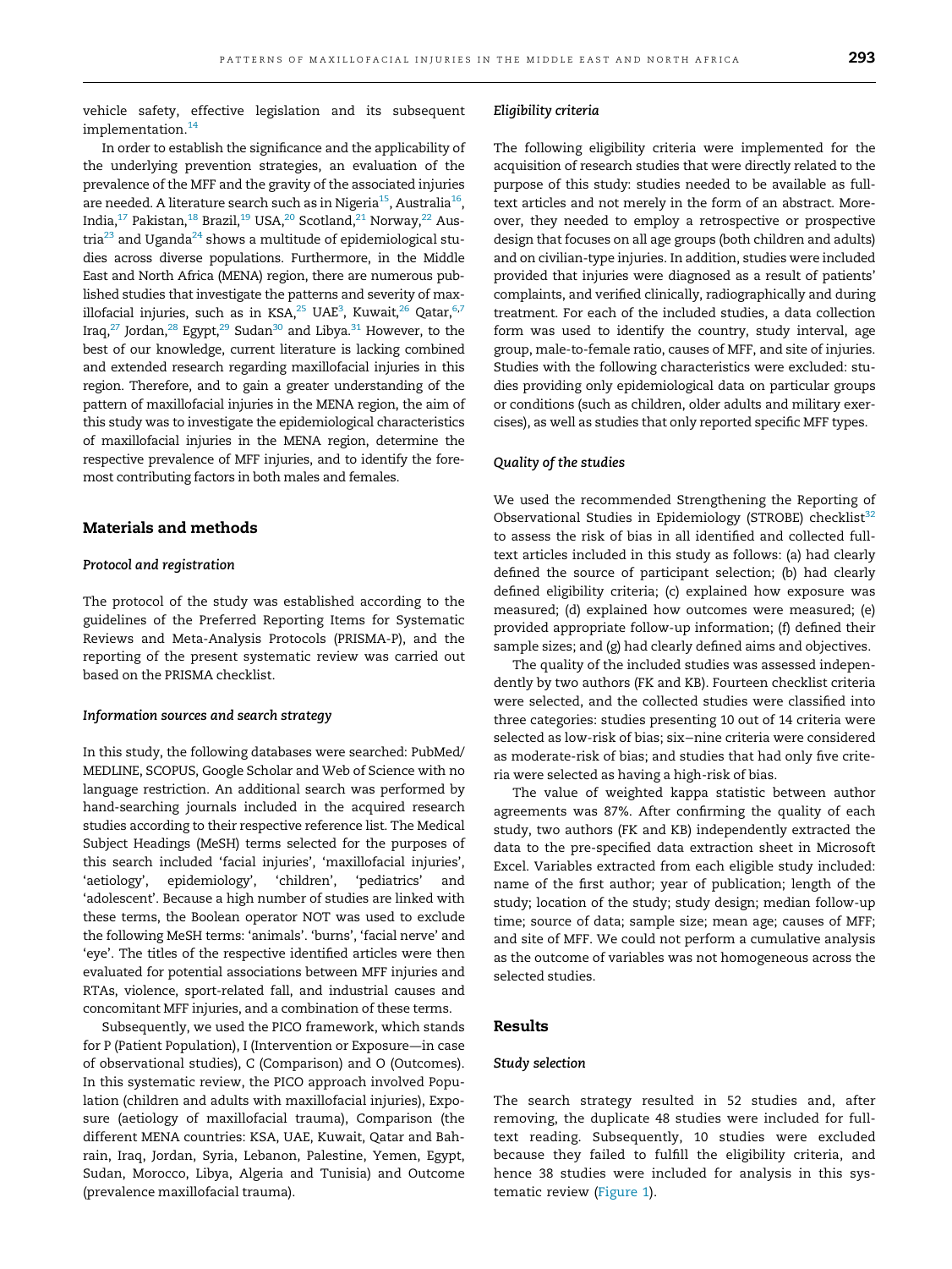vehicle safety, effective legislation and its subsequent implementation.[14]

In order to establish the significance and the applicability of the underlying prevention strategies, an evaluation of the prevalence of the MFF and the gravity of the associated injuries are needed. A literature search such as in Nigeria[15], Australia[16], India,[17] Pakistan,[18] Brazil,[19] USA,[20] Scotland,[21] Norway,[22] Austria[23] and Uganda[24] shows a multitude of epidemiological studies across diverse populations. Furthermore, in the Middle East and North Africa (MENA) region, there are numerous published studies that investigate the patterns and severity of maxillofacial injuries, such as in KSA,[25] UAE[3], Kuwait,[26] Qatar,[6,7] Iraq,[27] Jordan,[28] Egypt,[29] Sudan[30] and Libya.[31] However, to the best of our knowledge, current literature is lacking combined and extended research regarding maxillofacial injuries in this region. Therefore, and to gain a greater understanding of the pattern of maxillofacial injuries in the MENA region, the aim of this study was to investigate the epidemiological characteristics of maxillofacial injuries in the MENA region, determine the respective prevalence of MFF injuries, and to identify the foremost contributing factors in both males and females.

## Materials and methods

### Protocol and registration

The protocol of the study was established according to the guidelines of the Preferred Reporting Items for Systematic Reviews and Meta-Analysis Protocols (PRISMA-P), and the reporting of the present systematic review was carried out based on the PRISMA checklist.

### Information sources and search strategy

In this study, the following databases were searched: PubMed/MEDLINE, SCOPUS, Google Scholar and Web of Science with no language restriction. An additional search was performed by hand-searching journals included in the acquired research studies according to their respective reference list. The Medical Subject Headings (MeSH) terms selected for the purposes of this search included 'facial injuries', 'maxillofacial injuries', 'aetiology', epidemiology', 'children', 'pediatrics' and 'adolescent'. Because a high number of studies are linked with these terms, the Boolean operator NOT was used to exclude the following MeSH terms: 'animals'. 'burns', 'facial nerve' and 'eye'. The titles of the respective identified articles were then evaluated for potential associations between MFF injuries and RTAs, violence, sport-related fall, and industrial causes and concomitant MFF injuries, and a combination of these terms.

Subsequently, we used the PICO framework, which stands for P (Patient Population), I (Intervention or Exposure—in case of observational studies), C (Comparison) and O (Outcomes). In this systematic review, the PICO approach involved Population (children and adults with maxillofacial injuries), Exposure (aetiology of maxillofacial trauma), Comparison (the different MENA countries: KSA, UAE, Kuwait, Qatar and Bahrain, Iraq, Jordan, Syria, Lebanon, Palestine, Yemen, Egypt, Sudan, Morocco, Libya, Algeria and Tunisia) and Outcome (prevalence maxillofacial trauma).

### Eligibility criteria

The following eligibility criteria were implemented for the acquisition of research studies that were directly related to the purpose of this study: studies needed to be available as full-text articles and not merely in the form of an abstract. Moreover, they needed to employ a retrospective or prospective design that focuses on all age groups (both children and adults) and on civilian-type injuries. In addition, studies were included provided that injuries were diagnosed as a result of patients' complaints, and verified clinically, radiographically and during treatment. For each of the included studies, a data collection form was used to identify the country, study interval, age group, male-to-female ratio, causes of MFF, and site of injuries. Studies with the following characteristics were excluded: studies providing only epidemiological data on particular groups or conditions (such as children, older adults and military exercises), as well as studies that only reported specific MFF types.

### Quality of the studies

We used the recommended Strengthening the Reporting of Observational Studies in Epidemiology (STROBE) checklist[32] to assess the risk of bias in all identified and collected full-text articles included in this study as follows: (a) had clearly defined the source of participant selection; (b) had clearly defined eligibility criteria; (c) explained how exposure was measured; (d) explained how outcomes were measured; (e) provided appropriate follow-up information; (f) defined their sample sizes; and (g) had clearly defined aims and objectives.

The quality of the included studies was assessed independently by two authors (FK and KB). Fourteen checklist criteria were selected, and the collected studies were classified into three categories: studies presenting 10 out of 14 criteria were selected as low-risk of bias; six–nine criteria were considered as moderate-risk of bias; and studies that had only five criteria were selected as having a high-risk of bias.

The value of weighted kappa statistic between author agreements was 87%. After confirming the quality of each study, two authors (FK and KB) independently extracted the data to the pre-specified data extraction sheet in Microsoft Excel. Variables extracted from each eligible study included: name of the first author; year of publication; length of the study; location of the study; study design; median follow-up time; source of data; sample size; mean age; causes of MFF; and site of MFF. We could not perform a cumulative analysis as the outcome of variables was not homogeneous across the selected studies.

## Results

### Study selection

The search strategy resulted in 52 studies and, after removing, the duplicate 48 studies were included for full-text reading. Subsequently, 10 studies were excluded because they failed to fulfill the eligibility criteria, and hence 38 studies were included for analysis in this systematic review (Figure 1).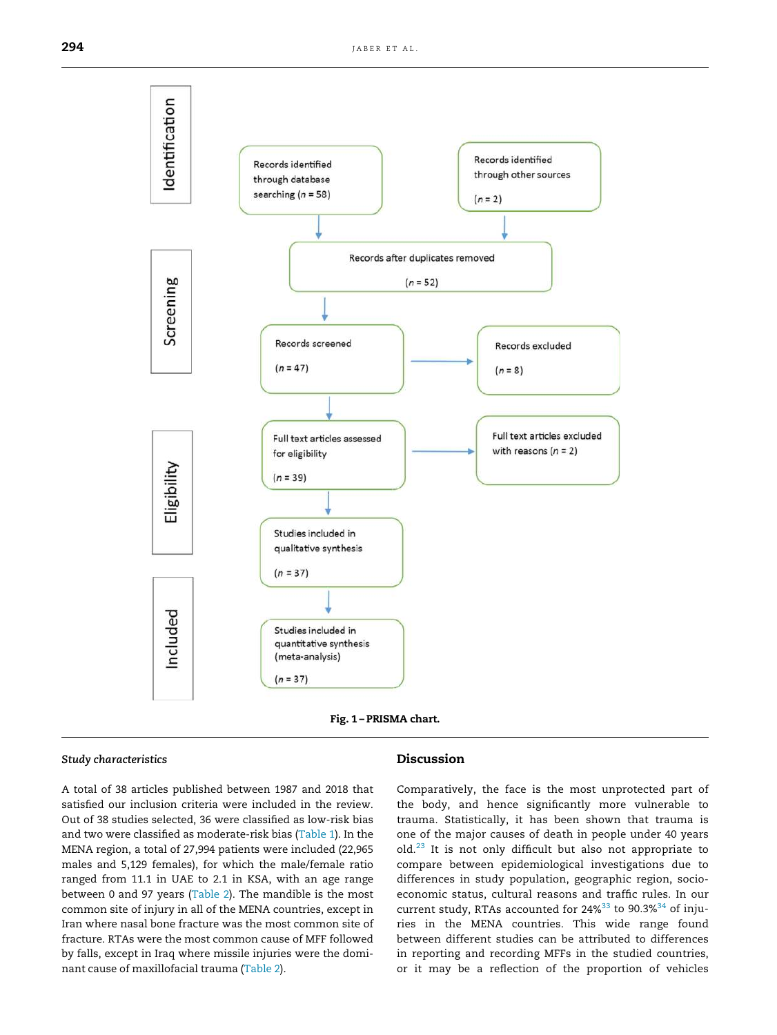Identification

Records identified through database searching ($n$ = 58)

Records identified through other sources ($n$ = 2)

Screening

Records after duplicates removed ($n$ = 52)

Records screened ($n$ = 47)

Records excluded ($n$ = 8)

Eligibility

Full text articles assessed for eligibility ($n$ = 39)

Full text articles excluded with reasons ($n$ = 2)

Studies included in qualitative synthesis ($n$ = 37)

Included

Studies included in quantitative synthesis (meta-analysis) ($n$ = 37)

**Fig. 1 – PRISMA chart.**

### *Study characteristics*

A total of 38 articles published between 1987 and 2018 that satisfied our inclusion criteria were included in the review. Out of 38 studies selected, 36 were classified as low-risk bias and two were classified as moderate-risk bias (Table 1). In the MENA region, a total of 27,994 patients were included (22,965 males and 5,129 females), for which the male/female ratio ranged from 11.1 in UAE to 2.1 in KSA, with an age range between 0 and 97 years (Table 2). The mandible is the most common site of injury in all of the MENA countries, except in Iran where nasal bone fracture was the most common site of fracture. RTAs were the most common cause of MFF followed by falls, except in Iraq where missile injuries were the dominant cause of maxillofacial trauma (Table 2).

## Discussion

Comparatively, the face is the most unprotected part of the body, and hence significantly more vulnerable to trauma. Statistically, it has been shown that trauma is one of the major causes of death in people under 40 years old.[23] It is not only difficult but also not appropriate to compare between epidemiological investigations due to differences in study population, geographic region, socio-economic status, cultural reasons and traffic rules. In our current study, RTAs accounted for 24%[33] to 90.3%[34] of injuries in the MENA countries. This wide range found between different studies can be attributed to differences in reporting and recording MFFs in the studied countries, or it may be a reflection of the proportion of vehicles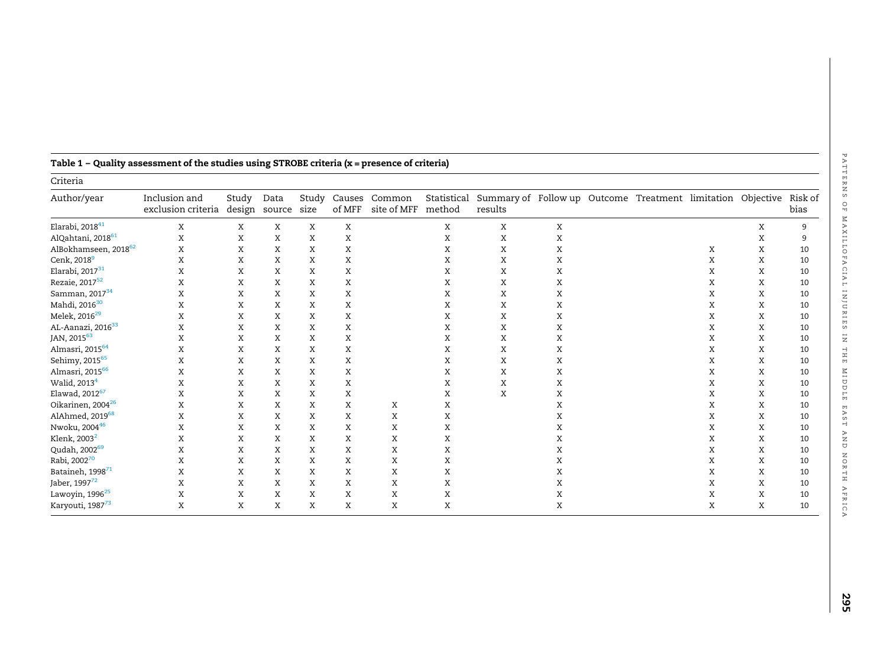**Table 1 – Quality assessment of the studies using STROBE criteria (x = presence of criteria)**

| Criteria | | | | | | | | | | | | | | |
|---|---|---|---|---|---|---|---|---|---|---|---|---|---|---|
| Author/year | Inclusion and exclusion criteria | Study design | Data source | Study size | Causes of MFF | Common site of MFF | Statistical method | Summary of results | Follow up | Outcome | Treatment | limitation | Objective | Risk of bias |
| Elarabi, 2018[41] | X | X | X | X | X | | X | X | X | | | | X | 9 |
| AlQahtani, 2018[61] | X | X | X | X | X | | X | X | X | | | | X | 9 |
| AlBokhamseen, 2018[62] | X | X | X | X | X | | X | X | X | | | X | X | 10 |
| Cenk, 2018[9] | X | X | X | X | X | | X | X | X | | | X | X | 10 |
| Elarabi, 2017[31] | X | X | X | X | X | | X | X | X | | | X | X | 10 |
| Rezaie, 2017[52] | X | X | X | X | X | | X | X | X | | | X | X | 10 |
| Samman, 2017[34] | X | X | X | X | X | | X | X | X | | | X | X | 10 |
| Mahdi, 2016[30] | X | X | X | X | X | | X | X | X | | | X | X | 10 |
| Melek, 2016[29] | X | X | X | X | X | | X | X | X | | | X | X | 10 |
| AL-Aanazi, 2016[33] | X | X | X | X | X | | X | X | X | | | X | X | 10 |
| JAN, 2015[63] | X | X | X | X | X | | X | X | X | | | X | X | 10 |
| Almasri, 2015[64] | X | X | X | X | X | | X | X | X | | | X | X | 10 |
| Sehimy, 2015[65] | X | X | X | X | X | | X | X | X | | | X | X | 10 |
| Almasri, 2015[66] | X | X | X | X | X | | X | X | X | | | X | X | 10 |
| Walid, 2013[4] | X | X | X | X | X | | X | X | X | | | X | X | 10 |
| Elawad, 2012[67] | X | X | X | X | X | | X | X | X | | | X | X | 10 |
| Oikarinen, 2004[26] | X | X | X | X | X | X | X | | X | | | X | X | 10 |
| AlAhmed, 2019[68] | X | X | X | X | X | X | X | | X | | | X | X | 10 |
| Nwoku, 2004[46] | X | X | X | X | X | X | X | | X | | | X | X | 10 |
| Klenk, 2003[2] | X | X | X | X | X | X | X | | X | | | X | X | 10 |
| Qudah, 2002[69] | X | X | X | X | X | X | X | | X | | | X | X | 10 |
| Rabi, 2002[70] | X | X | X | X | X | X | X | | X | | | X | X | 10 |
| Bataineh, 1998[71] | X | X | X | X | X | X | X | | X | | | X | X | 10 |
| Jaber, 1997[72] | X | X | X | X | X | X | X | | X | | | X | X | 10 |
| Lawoyin, 1996[25] | X | X | X | X | X | X | X | | X | | | X | X | 10 |
| Karyouti, 1987[73] | X | X | X | X | X | X | X | | X | | | X | X | 10 |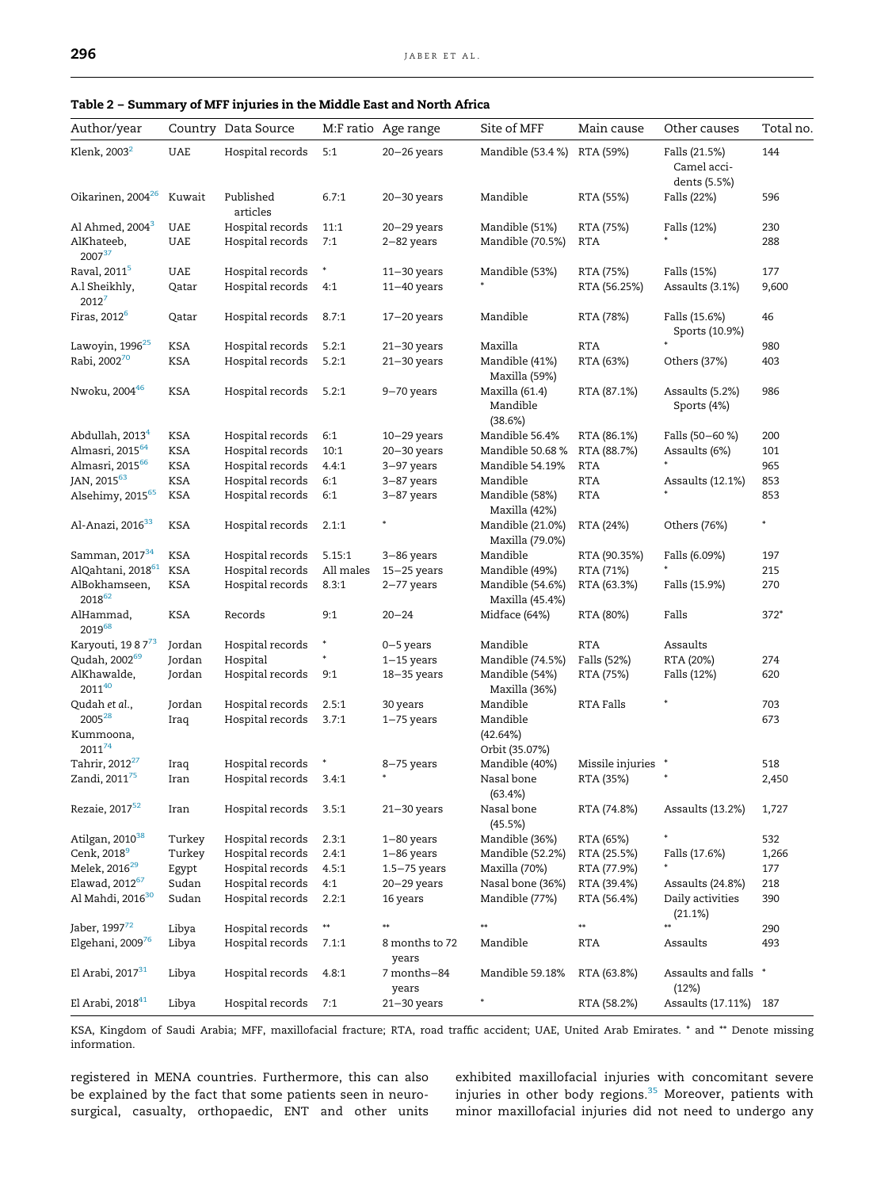**Table 2 – Summary of MFF injuries in the Middle East and North Africa**

| Author/year | Country | Data Source | M:F ratio | Age range | Site of MFF | Main cause | Other causes | Total no. |
|---|---|---|---|---|---|---|---|---|
| Klenk, 2003[2] | UAE | Hospital records | 5:1 | 20–26 years | Mandible (53.4 %) | RTA (59%) | Falls (21.5%) Camel accidents (5.5%) | 144 |
| Oikarinen, 2004[26] | Kuwait | Published articles | 6.7:1 | 20–30 years | Mandible | RTA (55%) | Falls (22%) | 596 |
| Al Ahmed, 2004[3] | UAE | Hospital records | 11:1 | 20–29 years | Mandible (51%) | RTA (75%) | Falls (12%) | 230 |
| AlKhateeb, 2007[37] | UAE | Hospital records | 7:1 | 2–82 years | Mandible (70.5%) | RTA | * | 288 |
| Raval, 2011[5] | UAE | Hospital records | * | 11–30 years | Mandible (53%) | RTA (75%) | Falls (15%) | 177 |
| A.l Sheikhly, 2012[7] | Qatar | Hospital records | 4:1 | 11–40 years | * | RTA (56.25%) | Assaults (3.1%) | 9,600 |
| Firas, 2012[6] | Qatar | Hospital records | 8.7:1 | 17–20 years | Mandible | RTA (78%) | Falls (15.6%) Sports (10.9%) | 46 |
| Lawoyin, 1996[25] | KSA | Hospital records | 5.2:1 | 21–30 years | Maxilla | RTA | * | 980 |
| Rabi, 2002[70] | KSA | Hospital records | 5.2:1 | 21–30 years | Mandible (41%) Maxilla (59%) | RTA (63%) | Others (37%) | 403 |
| Nwoku, 2004[46] | KSA | Hospital records | 5.2:1 | 9–70 years | Maxilla (61.4) Mandible (38.6%) | RTA (87.1%) | Assaults (5.2%) Sports (4%) | 986 |
| Abdullah, 2013[4] | KSA | Hospital records | 6:1 | 10–29 years | Mandible 56.4% | RTA (86.1%) | Falls (50–60 %) | 200 |
| Almasri, 2015[64] | KSA | Hospital records | 10:1 | 20–30 years | Mandible 50.68 % | RTA (88.7%) | Assaults (6%) | 101 |
| Almasri, 2015[66] | KSA | Hospital records | 4.4:1 | 3–97 years | Mandible 54.19% | RTA | * | 965 |
| JAN, 2015[63] | KSA | Hospital records | 6:1 | 3–87 years | Mandible | RTA | Assaults (12.1%) | 853 |
| Alsehimy, 2015[65] | KSA | Hospital records | 6:1 | 3–87 years | Mandible (58%) Maxilla (42%) | RTA | * | 853 |
| Al-Anazi, 2016[33] | KSA | Hospital records | 2.1:1 | * | Mandible (21.0%) Maxilla (79.0%) | RTA (24%) | Others (76%) | * |
| Samman, 2017[34] | KSA | Hospital records | 5.15:1 | 3–86 years | Mandible | RTA (90.35%) | Falls (6.09%) | 197 |
| AlQahtani, 2018[61] | KSA | Hospital records | All males | 15–25 years | Mandible (49%) | RTA (71%) | * | 215 |
| AlBokhamseen, 2018[62] | KSA | Hospital records | 8.3:1 | 2–77 years | Mandible (54.6%) Maxilla (45.4%) | RTA (63.3%) | Falls (15.9%) | 270 |
| AlHammad, 2019[68] | KSA | Records | 9:1 | 20–24 | Midface (64%) | RTA (80%) | Falls | 372* |
| Karyouti, 1987[73] | Jordan | Hospital records | * | 0–5 years | Mandible | RTA | Assaults | |
| Qudah, 2002[69] | Jordan | Hospital | * | 1–15 years | Mandible (74.5%) | Falls (52%) | RTA (20%) | 274 |
| AlKhawalde, 2011[40] | Jordan | Hospital records | 9:1 | 18–35 years | Mandible (54%) Maxilla (36%) | RTA (75%) | Falls (12%) | 620 |
| Qudah *et al.*, 2005[28] | Jordan | Hospital records | 2.5:1 | 30 years | Mandible | RTA Falls | * | 703 |
| Kummoona, 2011[74] | Iraq | Hospital records | 3.7:1 | 1–75 years | Mandible (42.64%) Orbit (35.07%) | | | 673 |
| Tahrir, 2012[27] | Iraq | Hospital records | * | 8–75 years | Mandible (40%) | Missile injuries | * | 518 |
| Zandi, 2011[75] | Iran | Hospital records | 3.4:1 | * | Nasal bone (63.4%) | RTA (35%) | * | 2,450 |
| Rezaie, 2017[52] | Iran | Hospital records | 3.5:1 | 21–30 years | Nasal bone (45.5%) | RTA (74.8%) | Assaults (13.2%) | 1,727 |
| Atilgan, 2010[38] | Turkey | Hospital records | 2.3:1 | 1–80 years | Mandible (36%) | RTA (65%) | * | 532 |
| Cenk, 2018[9] | Turkey | Hospital records | 2.4:1 | 1–86 years | Mandible (52.2%) | RTA (25.5%) | Falls (17.6%) | 1,266 |
| Melek, 2016[29] | Egypt | Hospital records | 4.5:1 | 1.5–75 years | Maxilla (70%) | RTA (77.9%) | * | 177 |
| Elawad, 2012[67] | Sudan | Hospital records | 4:1 | 20–29 years | Nasal bone (36%) | RTA (39.4%) | Assaults (24.8%) | 218 |
| Al Mahdi, 2016[30] | Sudan | Hospital records | 2.2:1 | 16 years | Mandible (77%) | RTA (56.4%) | Daily activities (21.1%) | 390 |
| Jaber, 1997[72] | Libya | Hospital records | ** | ** | ** | ** | ** | 290 |
| Elgehani, 2009[76] | Libya | Hospital records | 7.1:1 | 8 months to 72 years | Mandible | RTA | Assaults | 493 |
| El Arabi, 2017[31] | Libya | Hospital records | 4.8:1 | 7 months–84 years | Mandible 59.18% | RTA (63.8%) | Assaults and falls (12%) | * |
| El Arabi, 2018[41] | Libya | Hospital records | 7:1 | 21–30 years | * | RTA (58.2%) | Assaults (17.11%) | 187 |

KSA, Kingdom of Saudi Arabia; MFF, maxillofacial fracture; RTA, road traffic accident; UAE, United Arab Emirates. * and ** Denote missing information.

registered in MENA countries. Furthermore, this can also be explained by the fact that some patients seen in neurosurgical, casualty, orthopaedic, ENT and other units exhibited maxillofacial injuries with concomitant severe injuries in other body regions.[35] Moreover, patients with minor maxillofacial injuries did not need to undergo any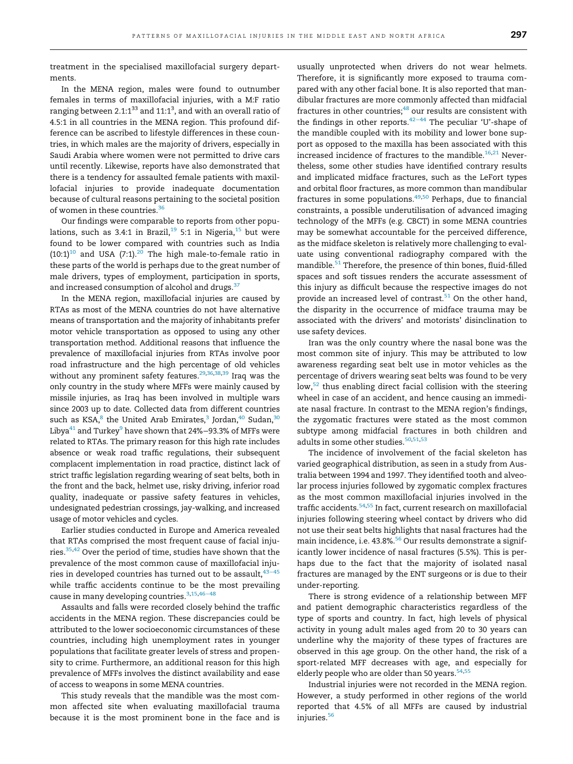treatment in the specialised maxillofacial surgery departments.

In the MENA region, males were found to outnumber females in terms of maxillofacial injuries, with a M:F ratio ranging between 2.1:1[33] and 11:1[3], and with an overall ratio of 4.5:1 in all countries in the MENA region. This profound difference can be ascribed to lifestyle differences in these countries, in which males are the majority of drivers, especially in Saudi Arabia where women were not permitted to drive cars until recently. Likewise, reports have also demonstrated that there is a tendency for assaulted female patients with maxillofacial injuries to provide inadequate documentation because of cultural reasons pertaining to the societal position of women in these countries.[36]

Our findings were comparable to reports from other populations, such as 3.4:1 in Brazil,[19] 5:1 in Nigeria,[15] but were found to be lower compared with countries such as India (10:1)[10] and USA (7:1).[20] The high male-to-female ratio in these parts of the world is perhaps due to the great number of male drivers, types of employment, participation in sports, and increased consumption of alcohol and drugs.[37]

In the MENA region, maxillofacial injuries are caused by RTAs as most of the MENA countries do not have alternative means of transportation and the majority of inhabitants prefer motor vehicle transportation as opposed to using any other transportation method. Additional reasons that influence the prevalence of maxillofacial injuries from RTAs involve poor road infrastructure and the high percentage of old vehicles without any prominent safety features.[29,36,38,39] Iraq was the only country in the study where MFFs were mainly caused by missile injuries, as Iraq has been involved in multiple wars since 2003 up to date. Collected data from different countries such as KSA,[8] the United Arab Emirates,[3] Jordan,[40] Sudan,[30] Libya[41] and Turkey[9] have shown that 24%–93.3% of MFFs were related to RTAs. The primary reason for this high rate includes absence or weak road traffic regulations, their subsequent complacent implementation in road practice, distinct lack of strict traffic legislation regarding wearing of seat belts, both in the front and the back, helmet use, risky driving, inferior road quality, inadequate or passive safety features in vehicles, undesignated pedestrian crossings, jay-walking, and increased usage of motor vehicles and cycles.

Earlier studies conducted in Europe and America revealed that RTAs comprised the most frequent cause of facial injuries.[35,42] Over the period of time, studies have shown that the prevalence of the most common cause of maxillofacial injuries in developed countries has turned out to be assault,[43–45] while traffic accidents continue to be the most prevailing cause in many developing countries.[3,15,46–48]

Assaults and falls were recorded closely behind the traffic accidents in the MENA region. These discrepancies could be attributed to the lower socioeconomic circumstances of these countries, including high unemployment rates in younger populations that facilitate greater levels of stress and propensity to crime. Furthermore, an additional reason for this high prevalence of MFFs involves the distinct availability and ease of access to weapons in some MENA countries.

This study reveals that the mandible was the most common affected site when evaluating maxillofacial trauma because it is the most prominent bone in the face and is usually unprotected when drivers do not wear helmets. Therefore, it is significantly more exposed to trauma compared with any other facial bone. It is also reported that mandibular fractures are more commonly affected than midfacial fractures in other countries;[48] our results are consistent with the findings in other reports.[42–44] The peculiar 'U'-shape of the mandible coupled with its mobility and lower bone support as opposed to the maxilla has been associated with this increased incidence of fractures to the mandible.[16,21] Nevertheless, some other studies have identified contrary results and implicated midface fractures, such as the LeFort types and orbital floor fractures, as more common than mandibular fractures in some populations.[49,50] Perhaps, due to financial constraints, a possible underutilisation of advanced imaging technology of the MFFs (e.g. CBCT) in some MENA countries may be somewhat accountable for the perceived difference, as the midface skeleton is relatively more challenging to evaluate using conventional radiography compared with the mandible.[51] Therefore, the presence of thin bones, fluid-filled spaces and soft tissues renders the accurate assessment of this injury as difficult because the respective images do not provide an increased level of contrast.[51] On the other hand, the disparity in the occurrence of midface trauma may be associated with the drivers' and motorists' disinclination to use safety devices.

Iran was the only country where the nasal bone was the most common site of injury. This may be attributed to low awareness regarding seat belt use in motor vehicles as the percentage of drivers wearing seat belts was found to be very low,[52] thus enabling direct facial collision with the steering wheel in case of an accident, and hence causing an immediate nasal fracture. In contrast to the MENA region's findings, the zygomatic fractures were stated as the most common subtype among midfacial fractures in both children and adults in some other studies.[50,51,53]

The incidence of involvement of the facial skeleton has varied geographical distribution, as seen in a study from Australia between 1994 and 1997. They identified tooth and alveolar process injuries followed by zygomatic complex fractures as the most common maxillofacial injuries involved in the traffic accidents.[54,55] In fact, current research on maxillofacial injuries following steering wheel contact by drivers who did not use their seat belts highlights that nasal fractures had the main incidence, i.e. 43.8%.[56] Our results demonstrate a significantly lower incidence of nasal fractures (5.5%). This is perhaps due to the fact that the majority of isolated nasal fractures are managed by the ENT surgeons or is due to their under-reporting.

There is strong evidence of a relationship between MFF and patient demographic characteristics regardless of the type of sports and country. In fact, high levels of physical activity in young adult males aged from 20 to 30 years can underline why the majority of these types of fractures are observed in this age group. On the other hand, the risk of a sport-related MFF decreases with age, and especially for elderly people who are older than 50 years.[54,55]

Industrial injuries were not recorded in the MENA region. However, a study performed in other regions of the world reported that 4.5% of all MFFs are caused by industrial injuries.[56]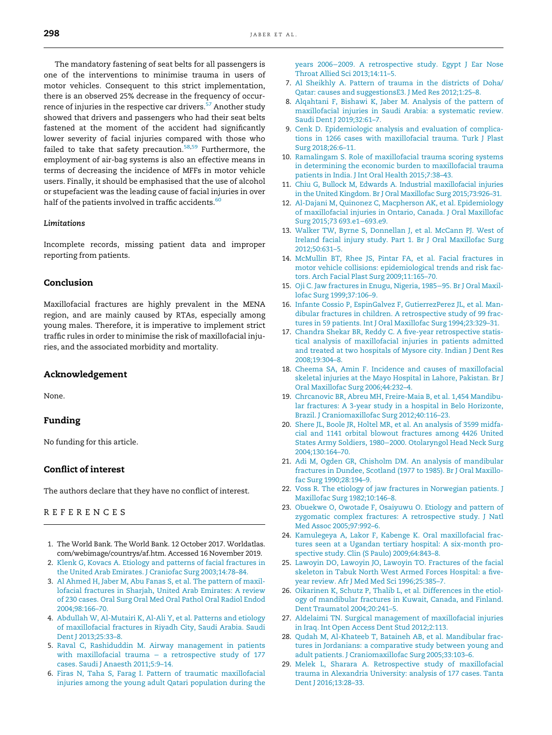The mandatory fastening of seat belts for all passengers is one of the interventions to minimise trauma in users of motor vehicles. Consequent to this strict implementation, there is an observed 25% decrease in the frequency of occurrence of injuries in the respective car drivers.[57] Another study showed that drivers and passengers who had their seat belts fastened at the moment of the accident had significantly lower severity of facial injuries compared with those who failed to take that safety precaution.[58,59] Furthermore, the employment of air-bag systems is also an effective means in terms of decreasing the incidence of MFFs in motor vehicle users. Finally, it should be emphasised that the use of alcohol or stupefacient was the leading cause of facial injuries in over half of the patients involved in traffic accidents.[60]

### *Limitations*

Incomplete records, missing patient data and improper reporting from patients.

## Conclusion

Maxillofacial fractures are highly prevalent in the MENA region, and are mainly caused by RTAs, especially among young males. Therefore, it is imperative to implement strict traffic rules in order to minimise the risk of maxillofacial injuries, and the associated morbidity and mortality.

## Acknowledgement

None.

## Funding

No funding for this article.

## Conflict of interest

The authors declare that they have no conflict of interest.

## REFERENCES

1. The World Bank. The World Bank. 12 October 2017. Worldatlas.com/webimage/countrys/af.htm. Accessed 16 November 2019.
2. Klenk G, Kovacs A. Etiology and patterns of facial fractures in the United Arab Emirates. J Craniofac Surg 2003;14:78–84.
3. Al Ahmed H, Jaber M, Abu Fanas S, et al. The pattern of maxillofacial fractures in Sharjah, United Arab Emirates: A review of 230 cases. Oral Surg Oral Med Oral Pathol Oral Radiol Endod 2004;98:166–70.
4. Abdullah W, Al-Mutairi K, Al-Ali Y, et al. Patterns and etiology of maxillofacial fractures in Riyadh City, Saudi Arabia. Saudi Dent J 2013;25:33–8.
5. Raval C, Rashiduddin M. Airway management in patients with maxillofacial trauma – a retrospective study of 177 cases. Saudi J Anaesth 2011;5:9–14.
6. Firas N, Taha S, Farag I. Pattern of traumatic maxillofacial injuries among the young adult Qatari population during the years 2006–2009. A retrospective study. Egypt J Ear Nose Throat Allied Sci 2013;14:11–5.
7. Al Sheikhly A. Pattern of trauma in the districts of Doha/Qatar: causes and suggestionsE3. J Med Res 2012;1:25–8.
8. Alqahtani F, Bishawi K, Jaber M. Analysis of the pattern of maxillofacial injuries in Saudi Arabia: a systematic review. Saudi Dent J 2019;32:61–7.
9. Cenk D. Epidemiologic analysis and evaluation of complications in 1266 cases with maxillofacial trauma. Turk J Plast Surg 2018;26:6–11.
10. Ramalingam S. Role of maxillofacial trauma scoring systems in determining the economic burden to maxillofacial trauma patients in India. J Int Oral Health 2015;7:38–43.
11. Chiu G, Bullock M, Edwards A. Industrial maxillofacial injuries in the United Kingdom. Br J Oral Maxillofac Surg 2015;73:926–31.
12. Al-Dajani M, Quinonez C, Macpherson AK, et al. Epidemiology of maxillofacial injuries in Ontario, Canada. J Oral Maxillofac Surg 2015;73 693.e1–693.e9.
13. Walker TW, Byrne S, Donnellan J, et al. McCann PJ. West of Ireland facial injury study. Part 1. Br J Oral Maxillofac Surg 2012;50:631–5.
14. McMullin BT, Rhee JS, Pintar FA, et al. Facial fractures in motor vehicle collisions: epidemiological trends and risk factors. Arch Facial Plast Surg 2009;11:165–70.
15. Oji C. Jaw fractures in Enugu, Nigeria, 1985–95. Br J Oral Maxillofac Surg 1999;37:106–9.
16. Infante Cossio P, EspinGalvez F, GutierrezPerez JL, et al. Mandibular fractures in children. A retrospective study of 99 fractures in 59 patients. Int J Oral Maxillofac Surg 1994;23:329–31.
17. Chandra Shekar BR, Reddy C. A five-year retrospective statistical analysis of maxillofacial injuries in patients admitted and treated at two hospitals of Mysore city. Indian J Dent Res 2008;19:304–8.
18. Cheema SA, Amin F. Incidence and causes of maxillofacial skeletal injuries at the Mayo Hospital in Lahore, Pakistan. Br J Oral Maxillofac Surg 2006;44:232–4.
19. Chrcanovic BR, Abreu MH, Freire-Maia B, et al. 1,454 Mandibular fractures: A 3-year study in a hospital in Belo Horizonte, Brazil. J Craniomaxillofac Surg 2012;40:116–23.
20. Shere JL, Boole JR, Holtel MR, et al. An analysis of 3599 midfacial and 1141 orbital blowout fractures among 4426 United States Army Soldiers, 1980–2000. Otolaryngol Head Neck Surg 2004;130:164–70.
21. Adi M, Ogden GR, Chisholm DM. An analysis of mandibular fractures in Dundee, Scotland (1977 to 1985). Br J Oral Maxillofac Surg 1990;28:194–9.
22. Voss R. The etiology of jaw fractures in Norwegian patients. J Maxillofac Surg 1982;10:146–8.
23. Obuekwe O, Owotade F, Osaiyuwu O. Etiology and pattern of zygomatic complex fractures: A retrospective study. J Natl Med Assoc 2005;97:992–6.
24. Kamulegeya A, Lakor F, Kabenge K. Oral maxillofacial fractures seen at a Ugandan tertiary hospital: A six-month prospective study. Clin (S Paulo) 2009;64:843–8.
25. Lawoyin DO, Lawoyin JO, Lawoyin TO. Fractures of the facial skeleton in Tabuk North West Armed Forces Hospital: a five-year review. Afr J Med Med Sci 1996;25:385–7.
26. Oikarinen K, Schutz P, Thalib L, et al. Differences in the etiology of mandibular fractures in Kuwait, Canada, and Finland. Dent Traumatol 2004;20:241–5.
27. Aldelaimi TN. Surgical management of maxillofacial injuries in Iraq. Int Open Access Dent Stud 2012;2:113.
28. Qudah M, Al-Khateeb T, Bataineh AB, et al. Mandibular fractures in Jordanians: a comparative study between young and adult patients. J Craniomaxillofac Surg 2005;33:103–6.
29. Melek L, Sharara A. Retrospective study of maxillofacial trauma in Alexandria University: analysis of 177 cases. Tanta Dent J 2016;13:28–33.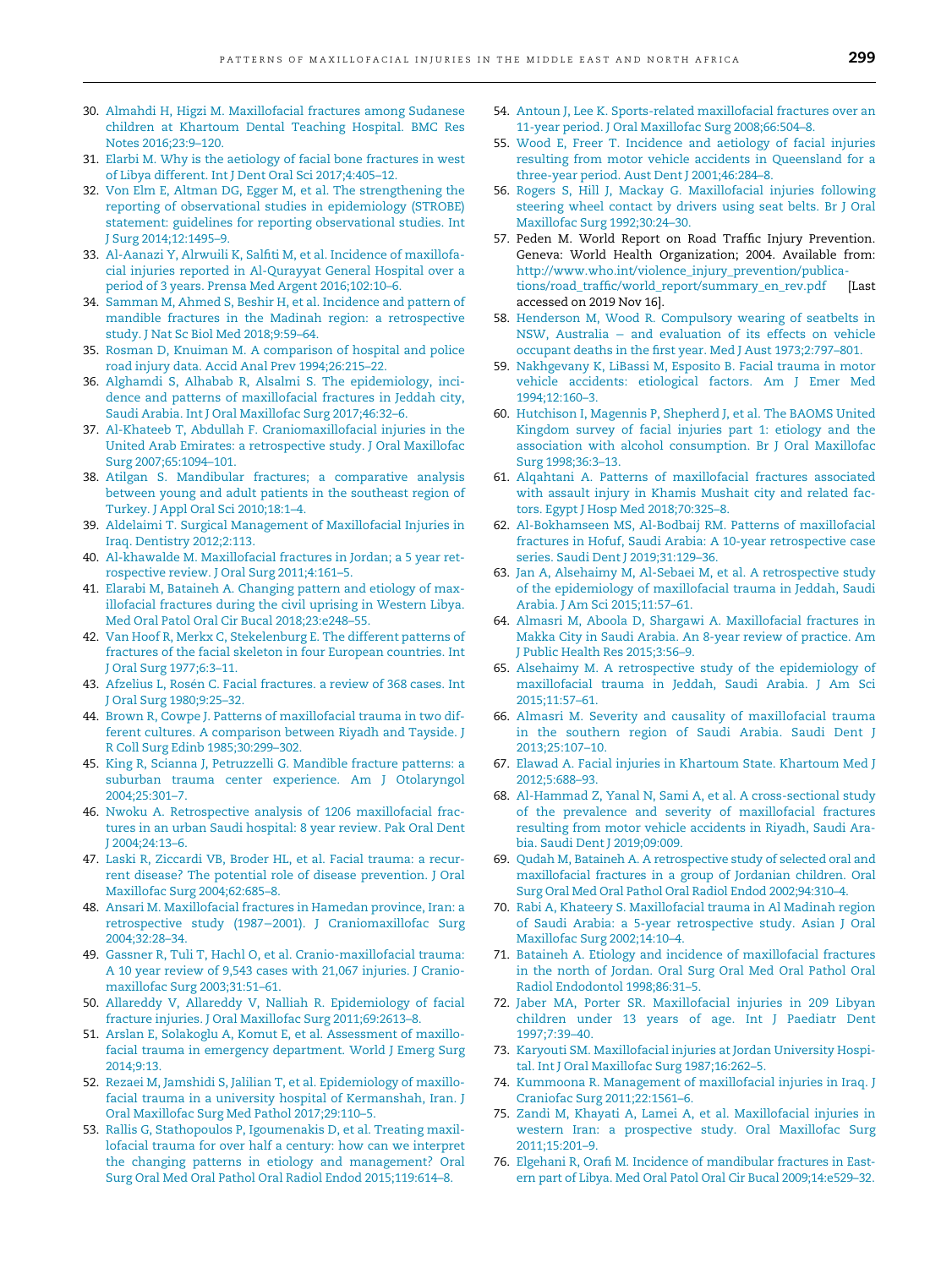30. Almahdi H, Higzi M. Maxillofacial fractures among Sudanese children at Khartoum Dental Teaching Hospital. BMC Res Notes 2016;23:9–120.
31. Elarbi M. Why is the aetiology of facial bone fractures in west of Libya different. Int J Dent Oral Sci 2017;4:405–12.
32. Von Elm E, Altman DG, Egger M, et al. The strengthening the reporting of observational studies in epidemiology (STROBE) statement: guidelines for reporting observational studies. Int J Surg 2014;12:1495–9.
33. Al-Aanazi Y, Alrwuili K, Salfiti M, et al. Incidence of maxillofacial injuries reported in Al-Qurayyat General Hospital over a period of 3 years. Prensa Med Argent 2016;102:10–6.
34. Samman M, Ahmed S, Beshir H, et al. Incidence and pattern of mandible fractures in the Madinah region: a retrospective study. J Nat Sc Biol Med 2018;9:59–64.
35. Rosman D, Knuiman M. A comparison of hospital and police road injury data. Accid Anal Prev 1994;26:215–22.
36. Alghamdi S, Alhabab R, Alsalmi S. The epidemiology, incidence and patterns of maxillofacial fractures in Jeddah city, Saudi Arabia. Int J Oral Maxillofac Surg 2017;46:32–6.
37. Al-Khateeb T, Abdullah F. Craniomaxillofacial injuries in the United Arab Emirates: a retrospective study. J Oral Maxillofac Surg 2007;65:1094–101.
38. Atilgan S. Mandibular fractures; a comparative analysis between young and adult patients in the southeast region of Turkey. J Appl Oral Sci 2010;18:1–4.
39. Aldelaimi T. Surgical Management of Maxillofacial Injuries in Iraq. Dentistry 2012;2:113.
40. Al-khawalde M. Maxillofacial fractures in Jordan; a 5 year retrospective review. J Oral Surg 2011;4:161–5.
41. Elarabi M, Bataineh A. Changing pattern and etiology of maxillofacial fractures during the civil uprising in Western Libya. Med Oral Patol Oral Cir Bucal 2018;23:e248–55.
42. Van Hoof R, Merkx C, Stekelenburg E. The different patterns of fractures of the facial skeleton in four European countries. Int J Oral Surg 1977;6:3–11.
43. Afzelius L, Rosén C. Facial fractures. a review of 368 cases. Int J Oral Surg 1980;9:25–32.
44. Brown R, Cowpe J. Patterns of maxillofacial trauma in two different cultures. A comparison between Riyadh and Tayside. J R Coll Surg Edinb 1985;30:299–302.
45. King R, Scianna J, Petruzzelli G. Mandible fracture patterns: a suburban trauma center experience. Am J Otolaryngol 2004;25:301–7.
46. Nwoku A. Retrospective analysis of 1206 maxillofacial fractures in an urban Saudi hospital: 8 year review. Pak Oral Dent J 2004;24:13–6.
47. Laski R, Ziccardi VB, Broder HL, et al. Facial trauma: a recurrent disease? The potential role of disease prevention. J Oral Maxillofac Surg 2004;62:685–8.
48. Ansari M. Maxillofacial fractures in Hamedan province, Iran: a retrospective study (1987–2001). J Craniomaxillofac Surg 2004;32:28–34.
49. Gassner R, Tuli T, Hachl O, et al. Cranio-maxillofacial trauma: A 10 year review of 9,543 cases with 21,067 injuries. J Craniomaxillofac Surg 2003;31:51–61.
50. Allareddy V, Allareddy V, Nalliah R. Epidemiology of facial fracture injuries. J Oral Maxillofac Surg 2011;69:2613–8.
51. Arslan E, Solakoglu A, Komut E, et al. Assessment of maxillofacial trauma in emergency department. World J Emerg Surg 2014;9:13.
52. Rezaei M, Jamshidi S, Jalilian T, et al. Epidemiology of maxillofacial trauma in a university hospital of Kermanshah, Iran. J Oral Maxillofac Surg Med Pathol 2017;29:110–5.
53. Rallis G, Stathopoulos P, Igoumenakis D, et al. Treating maxillofacial trauma for over half a century: how can we interpret the changing patterns in etiology and management? Oral Surg Oral Med Oral Pathol Oral Radiol Endod 2015;119:614–8.
54. Antoun J, Lee K. Sports-related maxillofacial fractures over an 11-year period. J Oral Maxillofac Surg 2008;66:504–8.
55. Wood E, Freer T. Incidence and aetiology of facial injuries resulting from motor vehicle accidents in Queensland for a three-year period. Aust Dent J 2001;46:284–8.
56. Rogers S, Hill J, Mackay G. Maxillofacial injuries following steering wheel contact by drivers using seat belts. Br J Oral Maxillofac Surg 1992;30:24–30.
57. Peden M. World Report on Road Traffic Injury Prevention. Geneva: World Health Organization; 2004. Available from: http://www.who.int/violence_injury_prevention/publications/road_traffic/world_report/summary_en_rev.pdf [Last accessed on 2019 Nov 16].
58. Henderson M, Wood R. Compulsory wearing of seatbelts in NSW, Australia – and evaluation of its effects on vehicle occupant deaths in the first year. Med J Aust 1973;2:797–801.
59. Nakhgevany K, LiBassi M, Esposito B. Facial trauma in motor vehicle accidents: etiological factors. Am J Emer Med 1994;12:160–3.
60. Hutchison I, Magennis P, Shepherd J, et al. The BAOMS United Kingdom survey of facial injuries part 1: etiology and the association with alcohol consumption. Br J Oral Maxillofac Surg 1998;36:3–13.
61. Alqahtani A. Patterns of maxillofacial fractures associated with assault injury in Khamis Mushait city and related factors. Egypt J Hosp Med 2018;70:325–8.
62. Al-Bokhamseen MS, Al-Bodbaij RM. Patterns of maxillofacial fractures in Hofuf, Saudi Arabia: A 10-year retrospective case series. Saudi Dent J 2019;31:129–36.
63. Jan A, Alsehaimy M, Al-Sebaei M, et al. A retrospective study of the epidemiology of maxillofacial trauma in Jeddah, Saudi Arabia. J Am Sci 2015;11:57–61.
64. Almasri M, Aboola D, Shargawi A. Maxillofacial fractures in Makka City in Saudi Arabia. An 8-year review of practice. Am J Public Health Res 2015;3:56–9.
65. Alsehaimy M. A retrospective study of the epidemiology of maxillofacial trauma in Jeddah, Saudi Arabia. J Am Sci 2015;11:57–61.
66. Almasri M. Severity and causality of maxillofacial trauma in the southern region of Saudi Arabia. Saudi Dent J 2013;25:107–10.
67. Elawad A. Facial injuries in Khartoum State. Khartoum Med J 2012;5:688–93.
68. Al-Hammad Z, Yanal N, Sami A, et al. A cross-sectional study of the prevalence and severity of maxillofacial fractures resulting from motor vehicle accidents in Riyadh, Saudi Arabia. Saudi Dent J 2019;09:009.
69. Qudah M, Bataineh A. A retrospective study of selected oral and maxillofacial fractures in a group of Jordanian children. Oral Surg Oral Med Oral Pathol Oral Radiol Endod 2002;94:310–4.
70. Rabi A, Khateery S. Maxillofacial trauma in Al Madinah region of Saudi Arabia: a 5-year retrospective study. Asian J Oral Maxillofac Surg 2002;14:10–4.
71. Bataineh A. Etiology and incidence of maxillofacial fractures in the north of Jordan. Oral Surg Oral Med Oral Pathol Oral Radiol Endodontol 1998;86:31–5.
72. Jaber MA, Porter SR. Maxillofacial injuries in 209 Libyan children under 13 years of age. Int J Paediatr Dent 1997;7:39–40.
73. Karyouti SM. Maxillofacial injuries at Jordan University Hospital. Int J Oral Maxillofac Surg 1987;16:262–5.
74. Kummoona R. Management of maxillofacial injuries in Iraq. J Craniofac Surg 2011;22:1561–6.
75. Zandi M, Khayati A, Lamei A, et al. Maxillofacial injuries in western Iran: a prospective study. Oral Maxillofac Surg 2011;15:201–9.
76. Elgehani R, Orafi M. Incidence of mandibular fractures in Eastern part of Libya. Med Oral Patol Oral Cir Bucal 2009;14:e529–32.